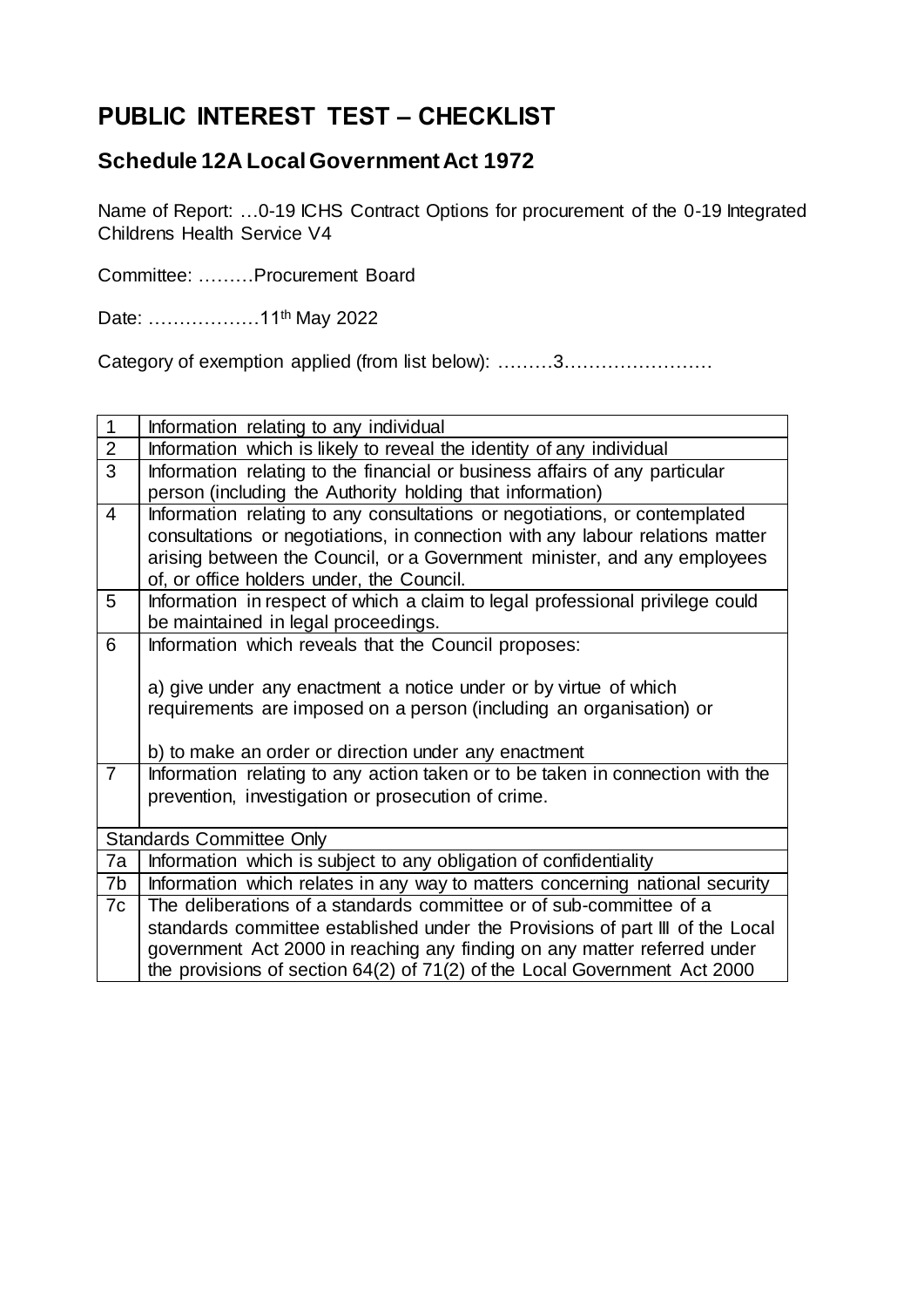# PUBLIC INTEREST TEST – CHECKLIST

## Schedule 12A Local Government Act 1972

Name of Report: …0-19 ICHS Contract Options for procurement of the 0-19 Integrated Childrens Health Service V4

Committee: ………Procurement Board

Date: ………………11th May 2022

Category of exemption applied (from list below): ………3……………………

| | |
|---|---|
| 1 | Information relating to any individual |
| 2 | Information which is likely to reveal the identity of any individual |
| 3 | Information relating to the financial or business affairs of any particular person (including the Authority holding that information) |
| 4 | Information relating to any consultations or negotiations, or contemplated consultations or negotiations, in connection with any labour relations matter arising between the Council, or a Government minister, and any employees of, or office holders under, the Council. |
| 5 | Information in respect of which a claim to legal professional privilege could be maintained in legal proceedings. |
| 6 | Information which reveals that the Council proposes:<br><br>a) give under any enactment a notice under or by virtue of which requirements are imposed on a person (including an organisation) or<br><br>b) to make an order or direction under any enactment |
| 7 | Information relating to any action taken or to be taken in connection with the prevention, investigation or prosecution of crime. |
| Standards Committee Only | |
| 7a | Information which is subject to any obligation of confidentiality |
| 7b | Information which relates in any way to matters concerning national security |
| 7c | The deliberations of a standards committee or of sub-committee of a standards committee established under the Provisions of part III of the Local government Act 2000 in reaching any finding on any matter referred under the provisions of section 64(2) of 71(2) of the Local Government Act 2000 |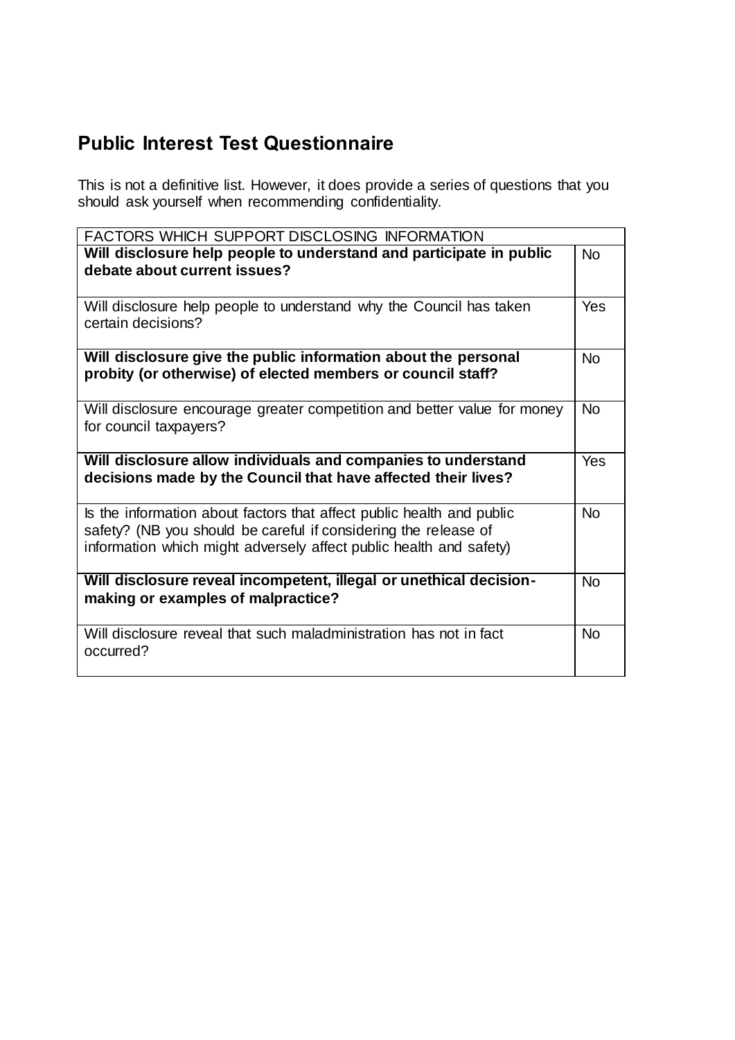## Public Interest Test Questionnaire

This is not a definitive list. However, it does provide a series of questions that you should ask yourself when recommending confidentiality.

| FACTORS WHICH SUPPORT DISCLOSING INFORMATION | |
|---|---|
| **Will disclosure help people to understand and participate in public debate about current issues?** | No |
| Will disclosure help people to understand why the Council has taken certain decisions? | Yes |
| **Will disclosure give the public information about the personal probity (or otherwise) of elected members or council staff?** | No |
| Will disclosure encourage greater competition and better value for money for council taxpayers? | No |
| **Will disclosure allow individuals and companies to understand decisions made by the Council that have affected their lives?** | Yes |
| Is the information about factors that affect public health and public safety? (NB you should be careful if considering the release of information which might adversely affect public health and safety) | No |
| **Will disclosure reveal incompetent, illegal or unethical decision-making or examples of malpractice?** | No |
| Will disclosure reveal that such maladministration has not in fact occurred? | No |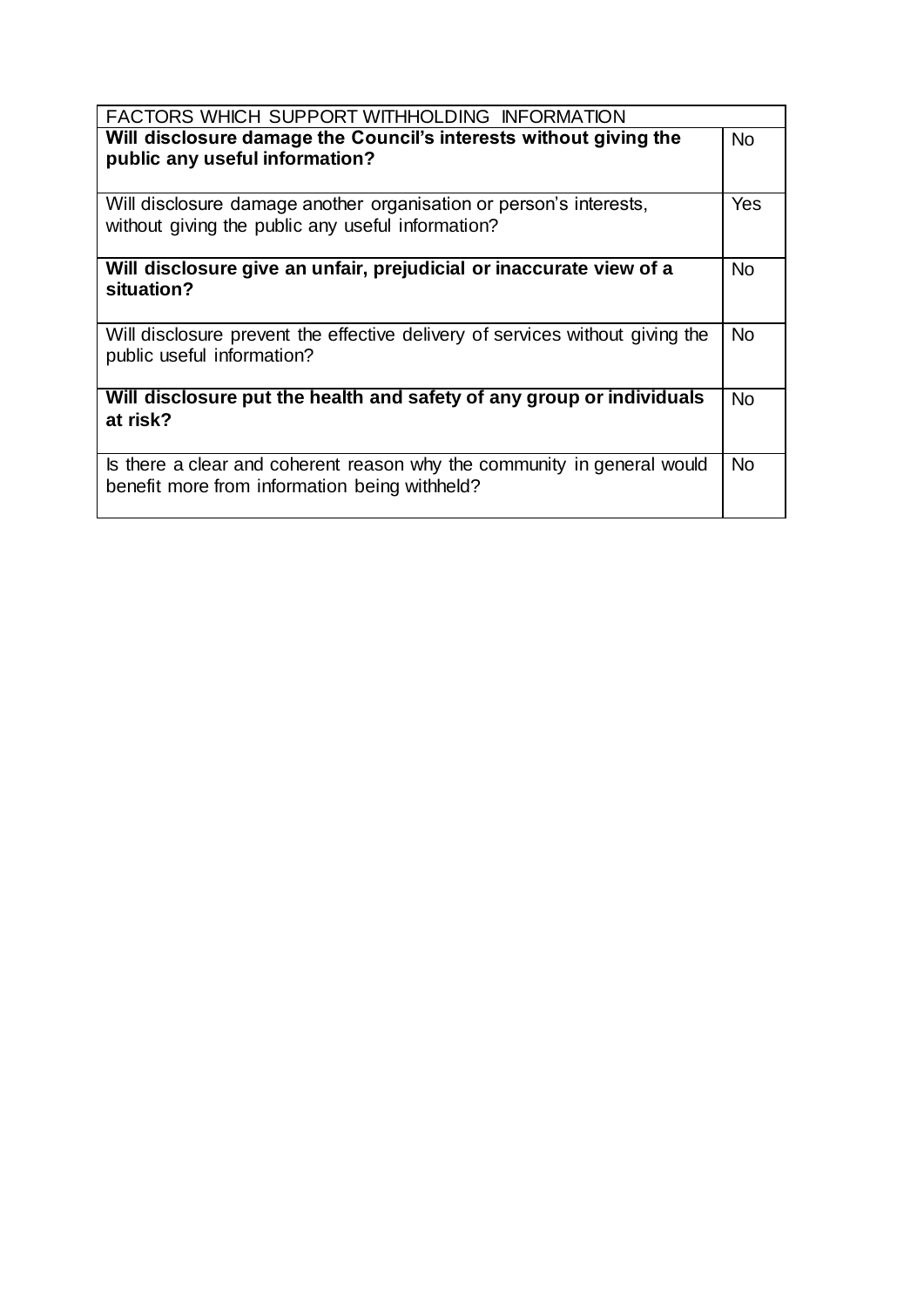| FACTORS WHICH SUPPORT WITHHOLDING INFORMATION | |
|---|---|
| **Will disclosure damage the Council's interests without giving the public any useful information?** | No |
| Will disclosure damage another organisation or person's interests, without giving the public any useful information? | Yes |
| **Will disclosure give an unfair, prejudicial or inaccurate view of a situation?** | No |
| Will disclosure prevent the effective delivery of services without giving the public useful information? | No |
| **Will disclosure put the health and safety of any group or individuals at risk?** | No |
| Is there a clear and coherent reason why the community in general would benefit more from information being withheld? | No |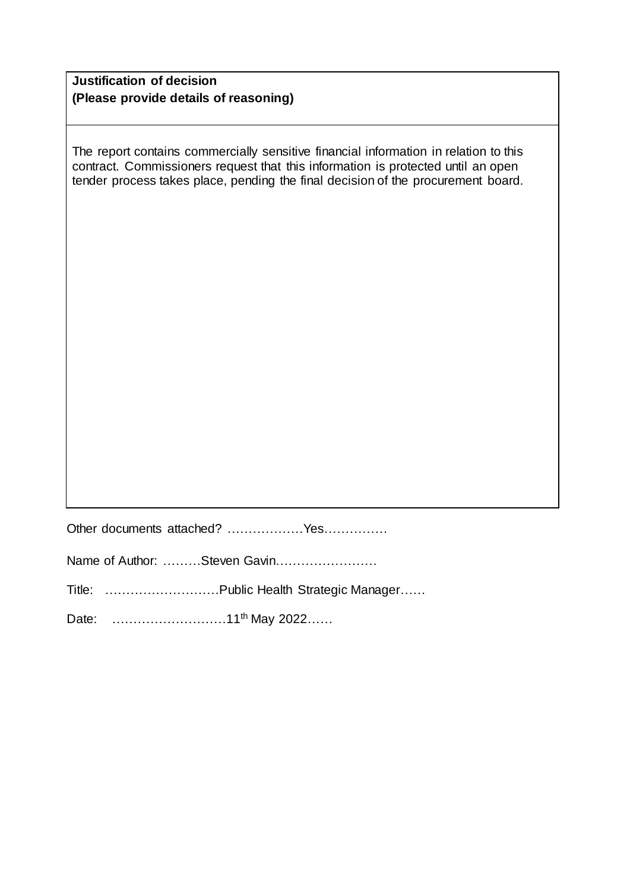| **Justification of decision**<br>**(Please provide details of reasoning)** |
| --- |
| The report contains commercially sensitive financial information in relation to this contract. Commissioners request that this information is protected until an open tender process takes place, pending the final decision of the procurement board. |

Other documents attached? ………………Yes……………

Name of Author: ………Steven Gavin……………………

Title: ………………………Public Health Strategic Manager……

Date: ………………………11th May 2022……